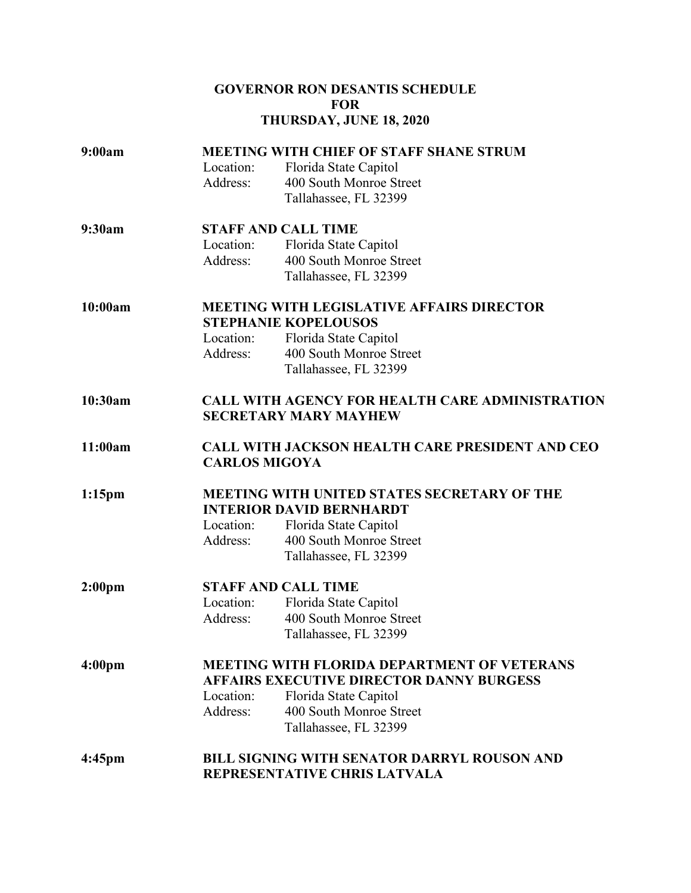# GOVERNOR RON DESANTIS SCHEDULE FOR THURSDAY, JUNE 18, 2020

**9:00am** **MEETING WITH CHIEF OF STAFF SHANE STRUM**

Location: Florida State Capitol
Address: 400 South Monroe Street
Tallahassee, FL 32399

**9:30am** **STAFF AND CALL TIME**

Location: Florida State Capitol
Address: 400 South Monroe Street
Tallahassee, FL 32399

**10:00am** **MEETING WITH LEGISLATIVE AFFAIRS DIRECTOR STEPHANIE KOPELOUSOS**

Location: Florida State Capitol
Address: 400 South Monroe Street
Tallahassee, FL 32399

**10:30am** **CALL WITH AGENCY FOR HEALTH CARE ADMINISTRATION SECRETARY MARY MAYHEW**

**11:00am** **CALL WITH JACKSON HEALTH CARE PRESIDENT AND CEO CARLOS MIGOYA**

**1:15pm** **MEETING WITH UNITED STATES SECRETARY OF THE INTERIOR DAVID BERNHARDT**

Location: Florida State Capitol
Address: 400 South Monroe Street
Tallahassee, FL 32399

**2:00pm** **STAFF AND CALL TIME**

Location: Florida State Capitol
Address: 400 South Monroe Street
Tallahassee, FL 32399

**4:00pm** **MEETING WITH FLORIDA DEPARTMENT OF VETERANS AFFAIRS EXECUTIVE DIRECTOR DANNY BURGESS**

Location: Florida State Capitol
Address: 400 South Monroe Street
Tallahassee, FL 32399

**4:45pm** **BILL SIGNING WITH SENATOR DARRYL ROUSON AND REPRESENTATIVE CHRIS LATVALA**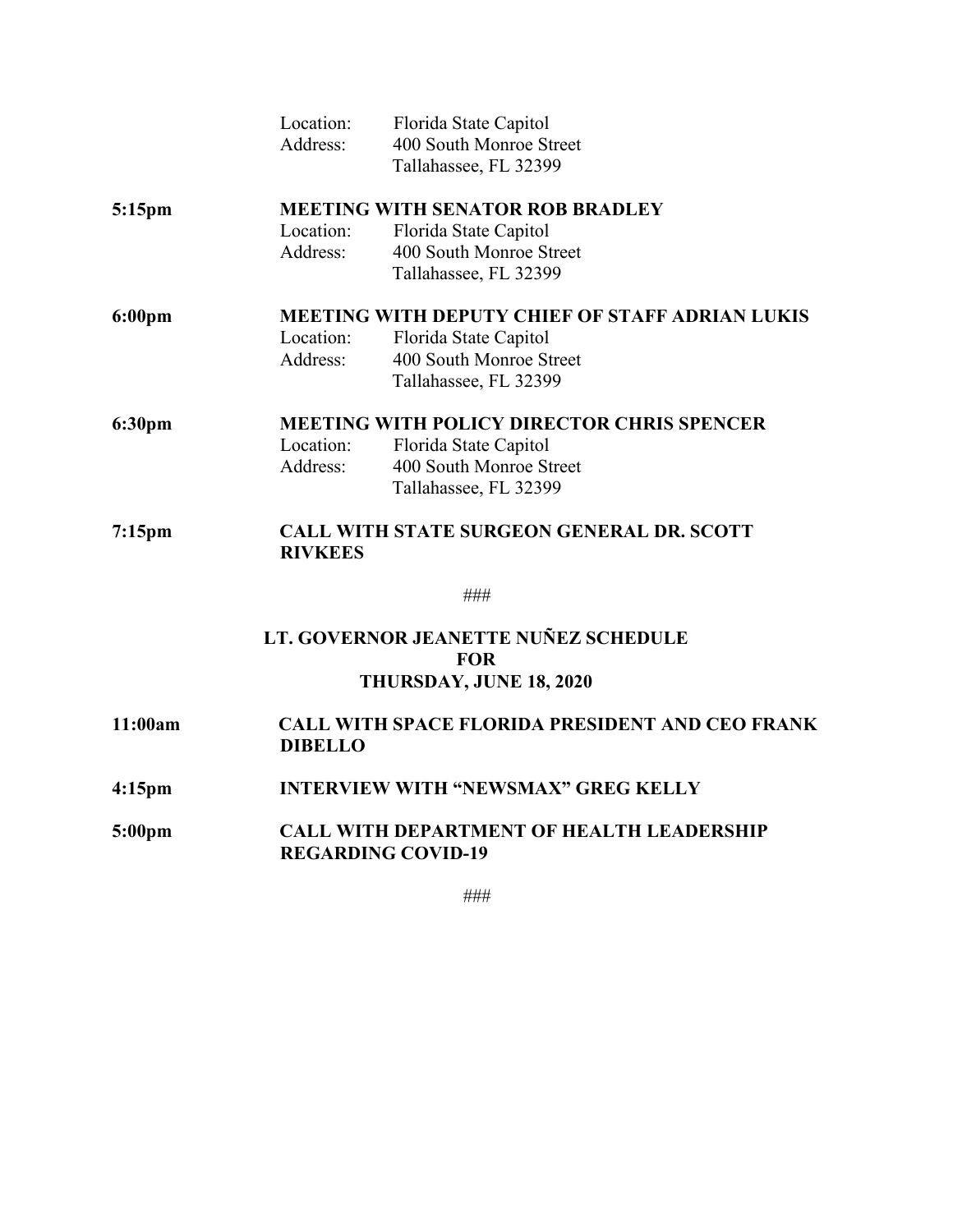Location: Florida State Capitol
Address: 400 South Monroe Street
Tallahassee, FL 32399

**5:15pm** **MEETING WITH SENATOR ROB BRADLEY**
Location: Florida State Capitol
Address: 400 South Monroe Street
Tallahassee, FL 32399

**6:00pm** **MEETING WITH DEPUTY CHIEF OF STAFF ADRIAN LUKIS**
Location: Florida State Capitol
Address: 400 South Monroe Street
Tallahassee, FL 32399

**6:30pm** **MEETING WITH POLICY DIRECTOR CHRIS SPENCER**
Location: Florida State Capitol
Address: 400 South Monroe Street
Tallahassee, FL 32399

**7:15pm** **CALL WITH STATE SURGEON GENERAL DR. SCOTT RIVKEES**

###

## LT. GOVERNOR JEANETTE NUÑEZ SCHEDULE FOR THURSDAY, JUNE 18, 2020

**11:00am** **CALL WITH SPACE FLORIDA PRESIDENT AND CEO FRANK DIBELLO**

**4:15pm** **INTERVIEW WITH "NEWSMAX" GREG KELLY**

**5:00pm** **CALL WITH DEPARTMENT OF HEALTH LEADERSHIP REGARDING COVID-19**

###